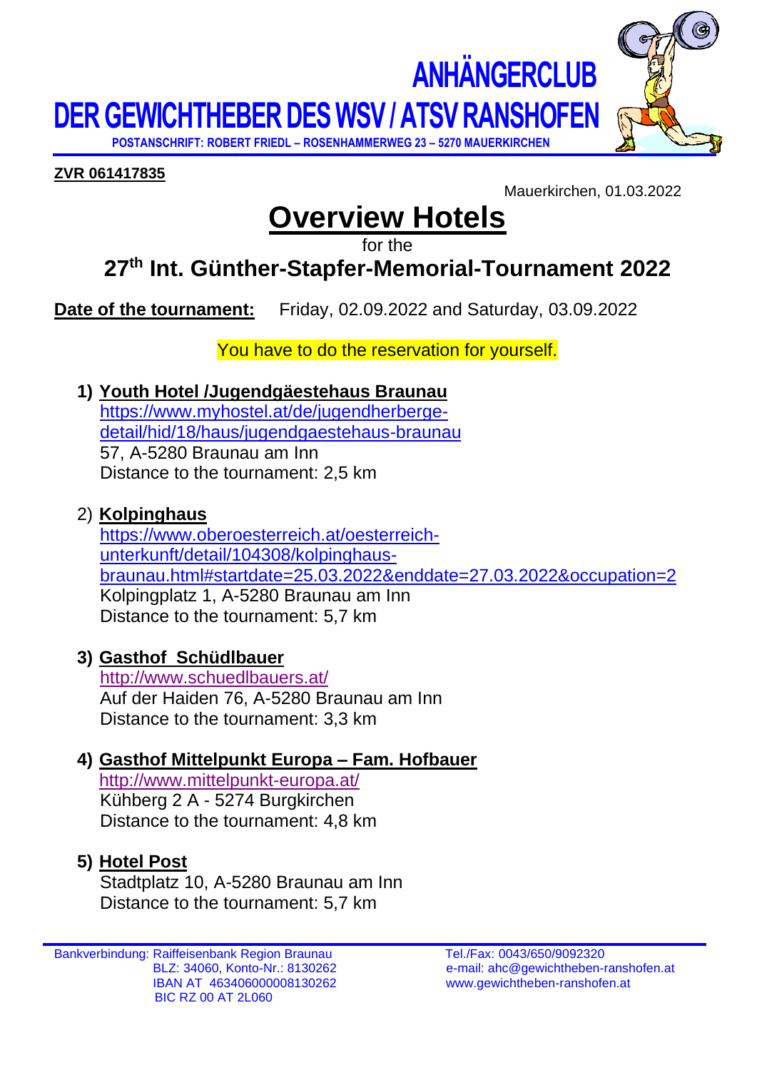# ANHÄNGERCLUB
# DER GEWICHTHEBER DES WSV / ATSV RANSHOFEN

**POSTANSCHRIFT: ROBERT FRIEDL – ROSENHAMMERWEG 23 – 5270 MAUERKIRCHEN**

**ZVR 061417835**

Mauerkirchen, 01.03.2022

# Overview Hotels

for the

## 27th Int. Günther-Stapfer-Memorial-Tournament 2022

**Date of the tournament:** Friday, 02.09.2022 and Saturday, 03.09.2022

You have to do the reservation for yourself.

1) **Youth Hotel /Jugendgäestehaus Braunau**
   https://www.myhostel.at/de/jugendherberge-detail/hid/18/haus/jugendgaestehaus-braunau
   57, A-5280 Braunau am Inn
   Distance to the tournament: 2,5 km

2) **Kolpinghaus**
   https://www.oberoesterreich.at/oesterreich-unterkunft/detail/104308/kolpinghaus-braunau.html#startdate=25.03.2022&enddate=27.03.2022&occupation=2
   Kolpingplatz 1, A-5280 Braunau am Inn
   Distance to the tournament: 5,7 km

3) **Gasthof Schüdlbauer**
   http://www.schuedlbauers.at/
   Auf der Haiden 76, A-5280 Braunau am Inn
   Distance to the tournament: 3,3 km

4) **Gasthof Mittelpunkt Europa – Fam. Hofbauer**
   http://www.mittelpunkt-europa.at/
   Kühberg 2 A - 5274 Burgkirchen
   Distance to the tournament: 4,8 km

5) **Hotel Post**
   Stadtplatz 10, A-5280 Braunau am Inn
   Distance to the tournament: 5,7 km

Bankverbindung: Raiffeisenbank Region Braunau
BLZ: 34060, Konto-Nr.: 8130262
IBAN AT 463406000008130262
BIC RZ 00 AT 2L060

Tel./Fax: 0043/650/9092320
e-mail: ahc@gewichtheben-ranshofen.at
www.gewichtheben-ranshofen.at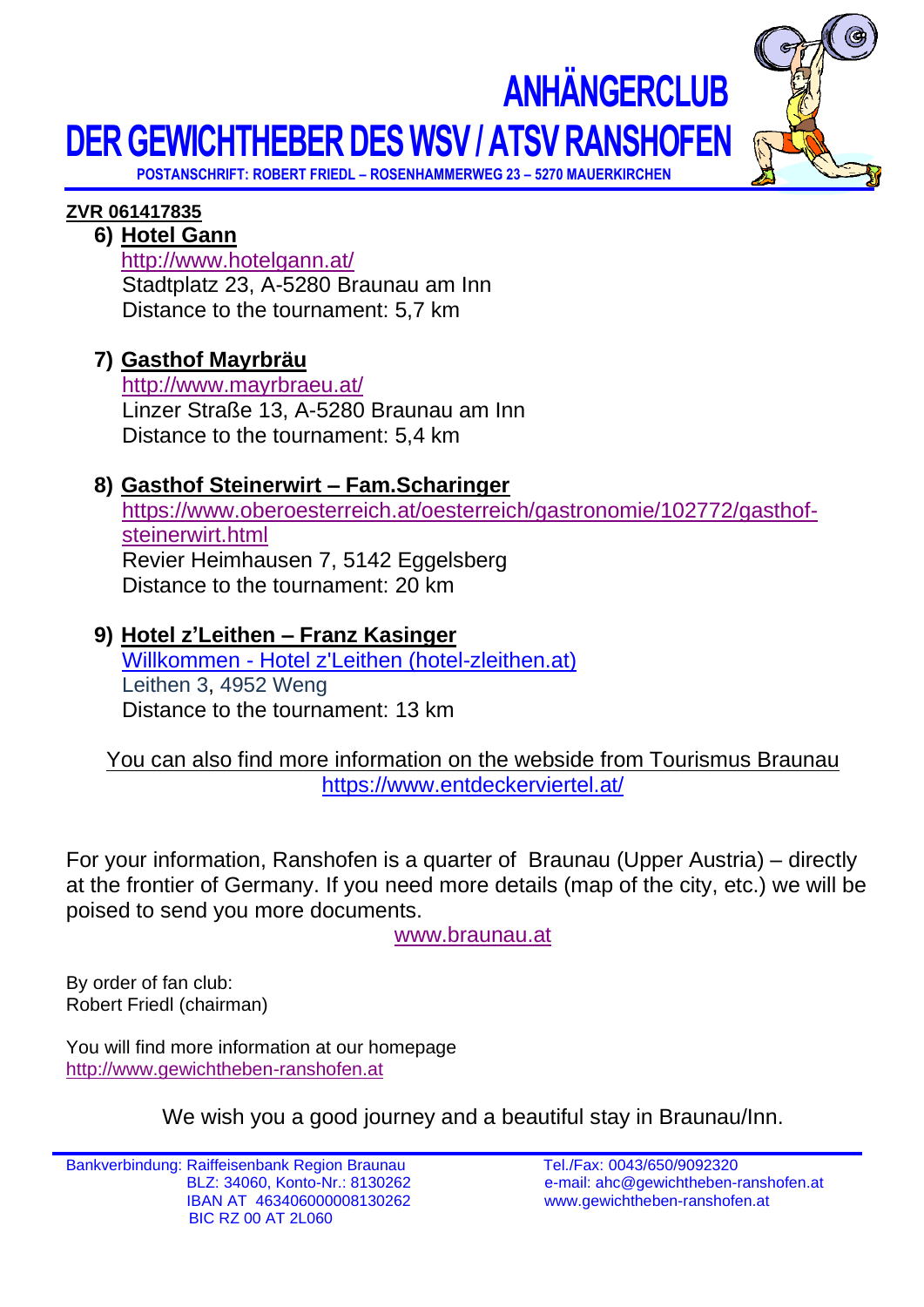# ANHÄNGERCLUB
# DER GEWICHTHEBER DES WSV / ATSV RANSHOFEN

**POSTANSCHRIFT: ROBERT FRIEDL – ROSENHAMMERWEG 23 – 5270 MAUERKIRCHEN**

**ZVR 061417835**

6) **Hotel Gann**
   http://www.hotelgann.at/
   Stadtplatz 23, A-5280 Braunau am Inn
   Distance to the tournament: 5,7 km

7) **Gasthof Mayrbräu**
   http://www.mayrbraeu.at/
   Linzer Straße 13, A-5280 Braunau am Inn
   Distance to the tournament: 5,4 km

8) **Gasthof Steinerwirt – Fam.Scharinger**
   https://www.oberoesterreich.at/oesterreich/gastronomie/102772/gasthof-steinerwirt.html
   Revier Heimhausen 7, 5142 Eggelsberg
   Distance to the tournament: 20 km

9) **Hotel z'Leithen – Franz Kasinger**
   Willkommen - Hotel z'Leithen (hotel-zleithen.at)
   Leithen 3, 4952 Weng
   Distance to the tournament: 13 km

You can also find more information on the webside from Tourismus Braunau
https://www.entdeckerviertel.at/

For your information, Ranshofen is a quarter of Braunau (Upper Austria) – directly at the frontier of Germany. If you need more details (map of the city, etc.) we will be poised to send you more documents.

www.braunau.at

By order of fan club:
Robert Friedl (chairman)

You will find more information at our homepage
http://www.gewichtheben-ranshofen.at

We wish you a good journey and a beautiful stay in Braunau/Inn.

Bankverbindung: Raiffeisenbank Region Braunau
BLZ: 34060, Konto-Nr.: 8130262
IBAN AT 463406000008130262
BIC RZ 00 AT 2L060

Tel./Fax: 0043/650/9092320
e-mail: ahc@gewichtheben-ranshofen.at
www.gewichtheben-ranshofen.at